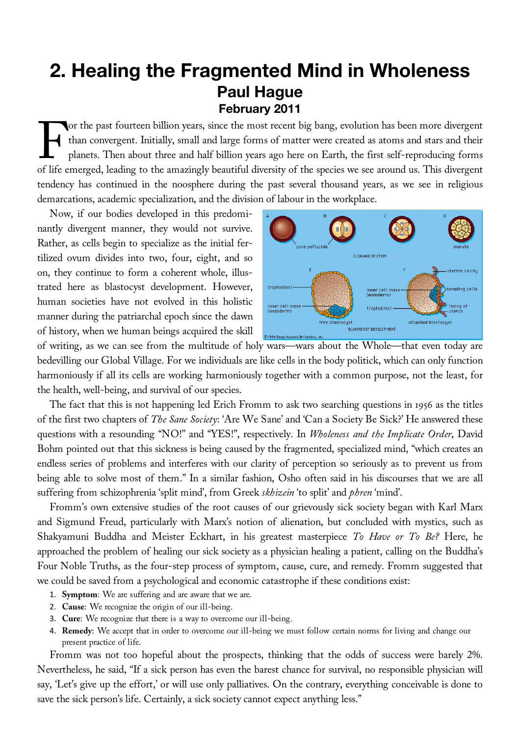# 2. Healing the Fragmented Mind in Wholeness

## Paul Hague

### February 2011

For the past fourteen billion years, since the most recent big bang, evolution has been more divergent than convergent. Initially, small and large forms of matter were created as atoms and stars and their planets. Then about three and half billion years ago here on Earth, the first self-reproducing forms of life emerged, leading to the amazingly beautiful diversity of the species we see around us. This divergent tendency has continued in the noosphere during the past several thousand years, as we see in religious demarcations, academic specialization, and the division of labour in the workplace.

Now, if our bodies developed in this predominantly divergent manner, they would not survive. Rather, as cells begin to specialize as the initial fertilized ovum divides into two, four, eight, and so on, they continue to form a coherent whole, illustrated here as blastocyst development. However, human societies have not evolved in this holistic manner during the patriarchal epoch since the dawn of history, when we human beings acquired the skill of writing, as we can see from the multitude of holy wars—wars about the Whole—that even today are bedevilling our Global Village. For we individuals are like cells in the body politick, which can only function harmoniously if all its cells are working harmoniously together with a common purpose, not the least, for the health, well-being, and survival of our species.

The fact that this is not happening led Erich Fromm to ask two searching questions in 1956 as the titles of the first two chapters of *The Sane Society*: 'Are We Sane' and 'Can a Society Be Sick?' He answered these questions with a resounding "NO!" and "YES!", respectively. In *Wholeness and the Implicate Order*, David Bohm pointed out that this sickness is being caused by the fragmented, specialized mind, "which creates an endless series of problems and interferes with our clarity of perception so seriously as to prevent us from being able to solve most of them." In a similar fashion, Osho often said in his discourses that we are all suffering from schizophrenia 'split mind', from Greek *skhizein* 'to split' and *phren* 'mind'.

Fromm's own extensive studies of the root causes of our grievously sick society began with Karl Marx and Sigmund Freud, particularly with Marx's notion of alienation, but concluded with mystics, such as Shakyamuni Buddha and Meister Eckhart, in his greatest masterpiece *To Have or To Be?* Here, he approached the problem of healing our sick society as a physician healing a patient, calling on the Buddha's Four Noble Truths, as the four-step process of symptom, cause, cure, and remedy. Fromm suggested that we could be saved from a psychological and economic catastrophe if these conditions exist:

1. **Symptom**: We are suffering and are aware that we are.
2. **Cause**: We recognize the origin of our ill-being.
3. **Cure**: We recognize that there is a way to overcome our ill-being.
4. **Remedy**: We accept that in order to overcome our ill-being we must follow certain norms for living and change our present practice of life.

Fromm was not too hopeful about the prospects, thinking that the odds of success were barely 2%. Nevertheless, he said, "If a sick person has even the barest chance for survival, no responsible physician will say, 'Let's give up the effort,' or will use only palliatives. On the contrary, everything conceivable is done to save the sick person's life. Certainly, a sick society cannot expect anything less."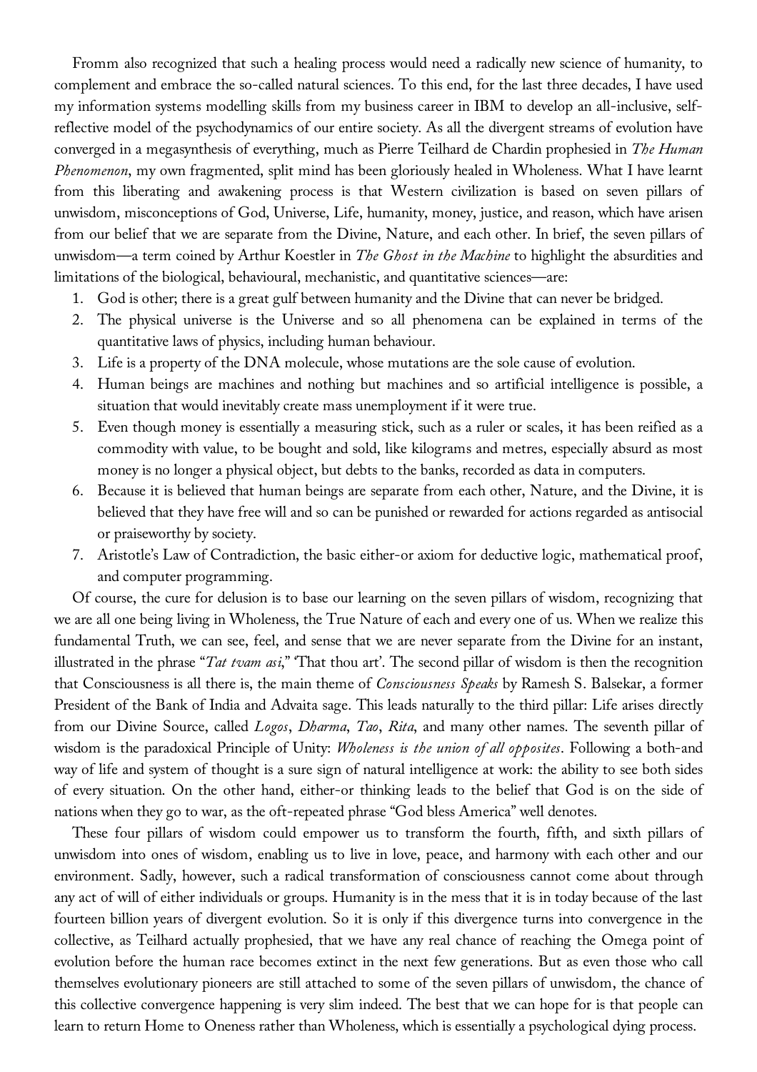Fromm also recognized that such a healing process would need a radically new science of humanity, to complement and embrace the so-called natural sciences. To this end, for the last three decades, I have used my information systems modelling skills from my business career in IBM to develop an all-inclusive, self-reflective model of the psychodynamics of our entire society. As all the divergent streams of evolution have converged in a megasynthesis of everything, much as Pierre Teilhard de Chardin prophesied in *The Human Phenomenon*, my own fragmented, split mind has been gloriously healed in Wholeness. What I have learnt from this liberating and awakening process is that Western civilization is based on seven pillars of unwisdom, misconceptions of God, Universe, Life, humanity, money, justice, and reason, which have arisen from our belief that we are separate from the Divine, Nature, and each other. In brief, the seven pillars of unwisdom—a term coined by Arthur Koestler in *The Ghost in the Machine* to highlight the absurdities and limitations of the biological, behavioural, mechanistic, and quantitative sciences—are:

1. God is other; there is a great gulf between humanity and the Divine that can never be bridged.
2. The physical universe is the Universe and so all phenomena can be explained in terms of the quantitative laws of physics, including human behaviour.
3. Life is a property of the DNA molecule, whose mutations are the sole cause of evolution.
4. Human beings are machines and nothing but machines and so artificial intelligence is possible, a situation that would inevitably create mass unemployment if it were true.
5. Even though money is essentially a measuring stick, such as a ruler or scales, it has been reified as a commodity with value, to be bought and sold, like kilograms and metres, especially absurd as most money is no longer a physical object, but debts to the banks, recorded as data in computers.
6. Because it is believed that human beings are separate from each other, Nature, and the Divine, it is believed that they have free will and so can be punished or rewarded for actions regarded as antisocial or praiseworthy by society.
7. Aristotle's Law of Contradiction, the basic either-or axiom for deductive logic, mathematical proof, and computer programming.

Of course, the cure for delusion is to base our learning on the seven pillars of wisdom, recognizing that we are all one being living in Wholeness, the True Nature of each and every one of us. When we realize this fundamental Truth, we can see, feel, and sense that we are never separate from the Divine for an instant, illustrated in the phrase "*Tat tvam asi*," 'That thou art'. The second pillar of wisdom is then the recognition that Consciousness is all there is, the main theme of *Consciousness Speaks* by Ramesh S. Balsekar, a former President of the Bank of India and Advaita sage. This leads naturally to the third pillar: Life arises directly from our Divine Source, called *Logos*, *Dharma*, *Tao*, *Rita*, and many other names. The seventh pillar of wisdom is the paradoxical Principle of Unity: *Wholeness is the union of all opposites*. Following a both-and way of life and system of thought is a sure sign of natural intelligence at work: the ability to see both sides of every situation. On the other hand, either-or thinking leads to the belief that God is on the side of nations when they go to war, as the oft-repeated phrase "God bless America" well denotes.

These four pillars of wisdom could empower us to transform the fourth, fifth, and sixth pillars of unwisdom into ones of wisdom, enabling us to live in love, peace, and harmony with each other and our environment. Sadly, however, such a radical transformation of consciousness cannot come about through any act of will of either individuals or groups. Humanity is in the mess that it is in today because of the last fourteen billion years of divergent evolution. So it is only if this divergence turns into convergence in the collective, as Teilhard actually prophesied, that we have any real chance of reaching the Omega point of evolution before the human race becomes extinct in the next few generations. But as even those who call themselves evolutionary pioneers are still attached to some of the seven pillars of unwisdom, the chance of this collective convergence happening is very slim indeed. The best that we can hope for is that people can learn to return Home to Oneness rather than Wholeness, which is essentially a psychological dying process.